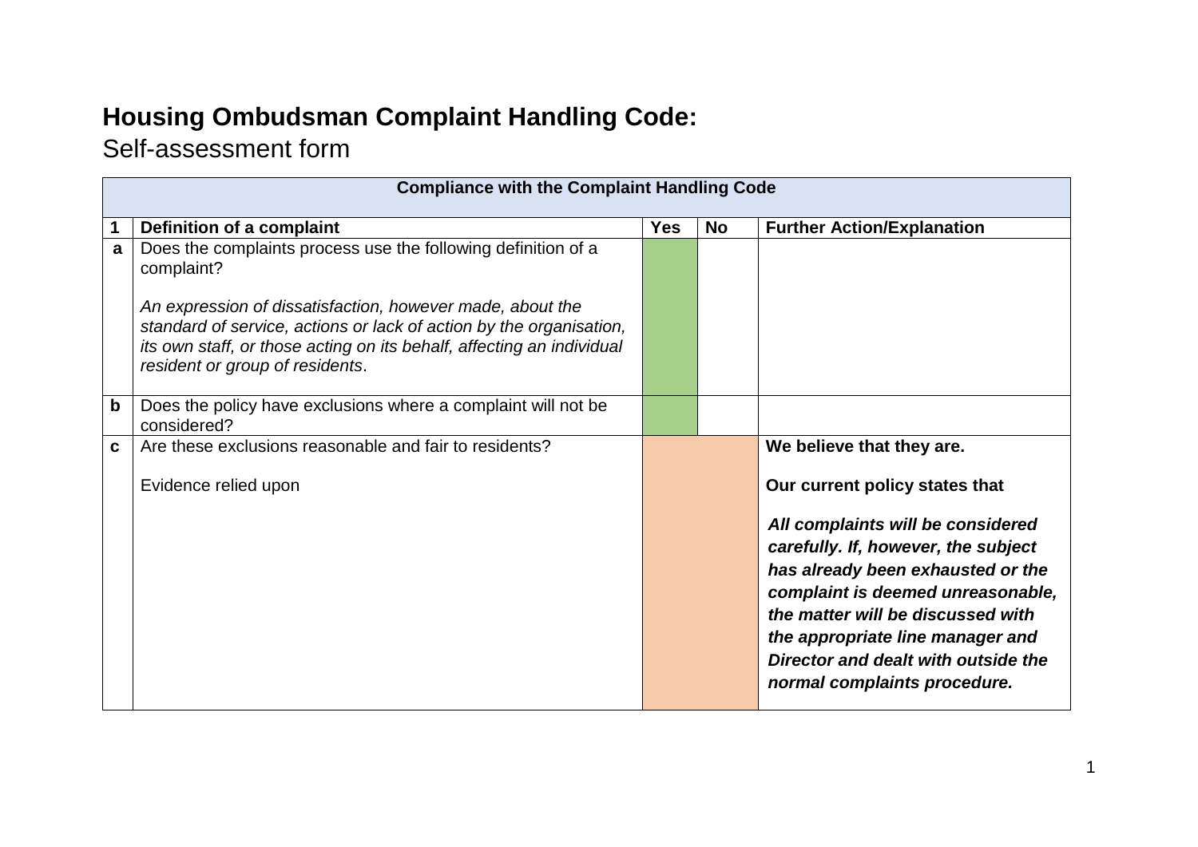# **Housing Ombudsman Complaint Handling Code:**

Self-assessment form

| **Compliance with the Complaint Handling Code** | | | | |
|---|---|---|---|---|
| **1** | **Definition of a complaint** | **Yes** | **No** | **Further Action/Explanation** |
| **a** | Does the complaints process use the following definition of a complaint?<br><br>*An expression of dissatisfaction, however made, about the standard of service, actions or lack of action by the organisation, its own staff, or those acting on its behalf, affecting an individual resident or group of residents*. | | | |
| **b** | Does the policy have exclusions where a complaint will not be considered? | | | |
| **c** | Are these exclusions reasonable and fair to residents?<br><br>Evidence relied upon | | | **We believe that they are.**<br><br>**Our current policy states that**<br><br>***All complaints will be considered carefully. If, however, the subject has already been exhausted or the complaint is deemed unreasonable, the matter will be discussed with the appropriate line manager and Director and dealt with outside the normal complaints procedure.*** |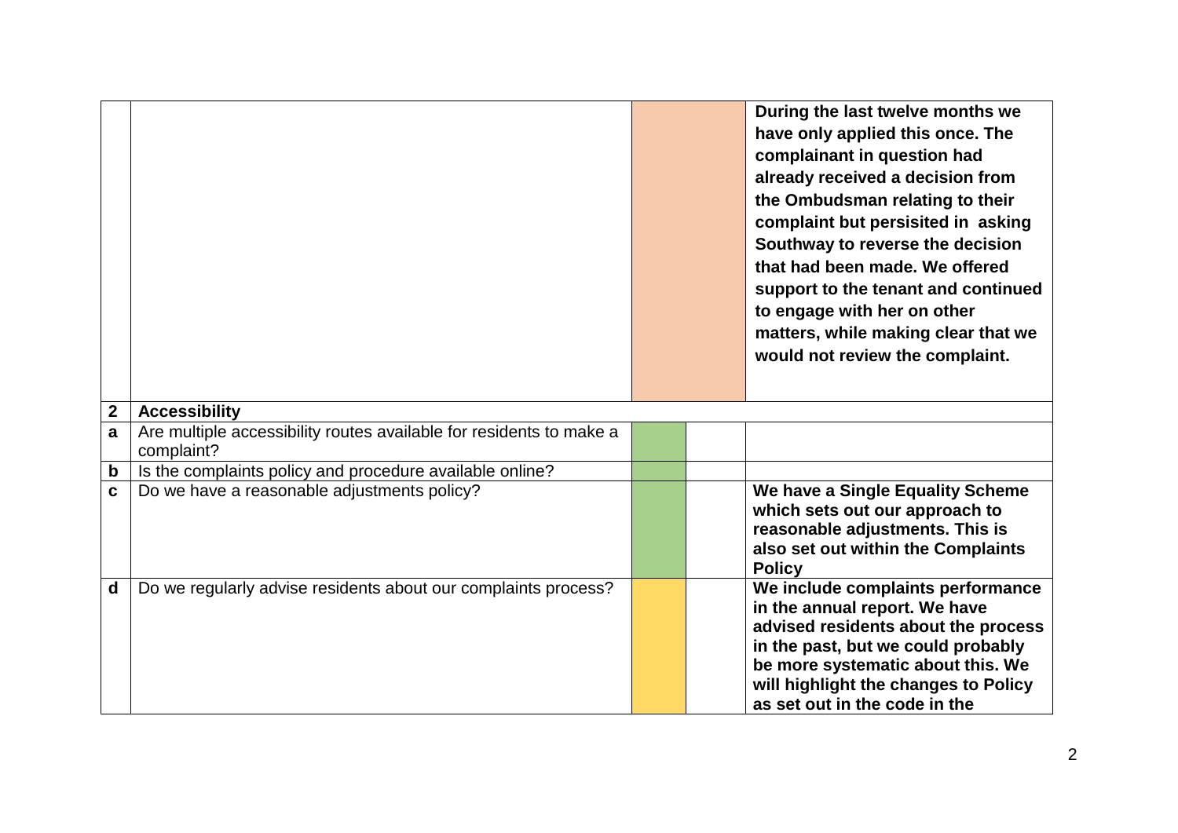| | | | | |
|---|---|---|---|---|
| | | | | **During the last twelve months we have only applied this once. The complainant in question had already received a decision from the Ombudsman relating to their complaint but persisited in asking Southway to reverse the decision that had been made. We offered support to the tenant and continued to engage with her on other matters, while making clear that we would not review the complaint.** |
| **2** | **Accessibility** | | | |
| **a** | Are multiple accessibility routes available for residents to make a complaint? | | | |
| **b** | Is the complaints policy and procedure available online? | | | |
| **c** | Do we have a reasonable adjustments policy? | | | **We have a Single Equality Scheme which sets out our approach to reasonable adjustments. This is also set out within the Complaints Policy** |
| **d** | Do we regularly advise residents about our complaints process? | | | **We include complaints performance in the annual report. We have advised residents about the process in the past, but we could probably be more systematic about this. We will highlight the changes to Policy as set out in the code in the** |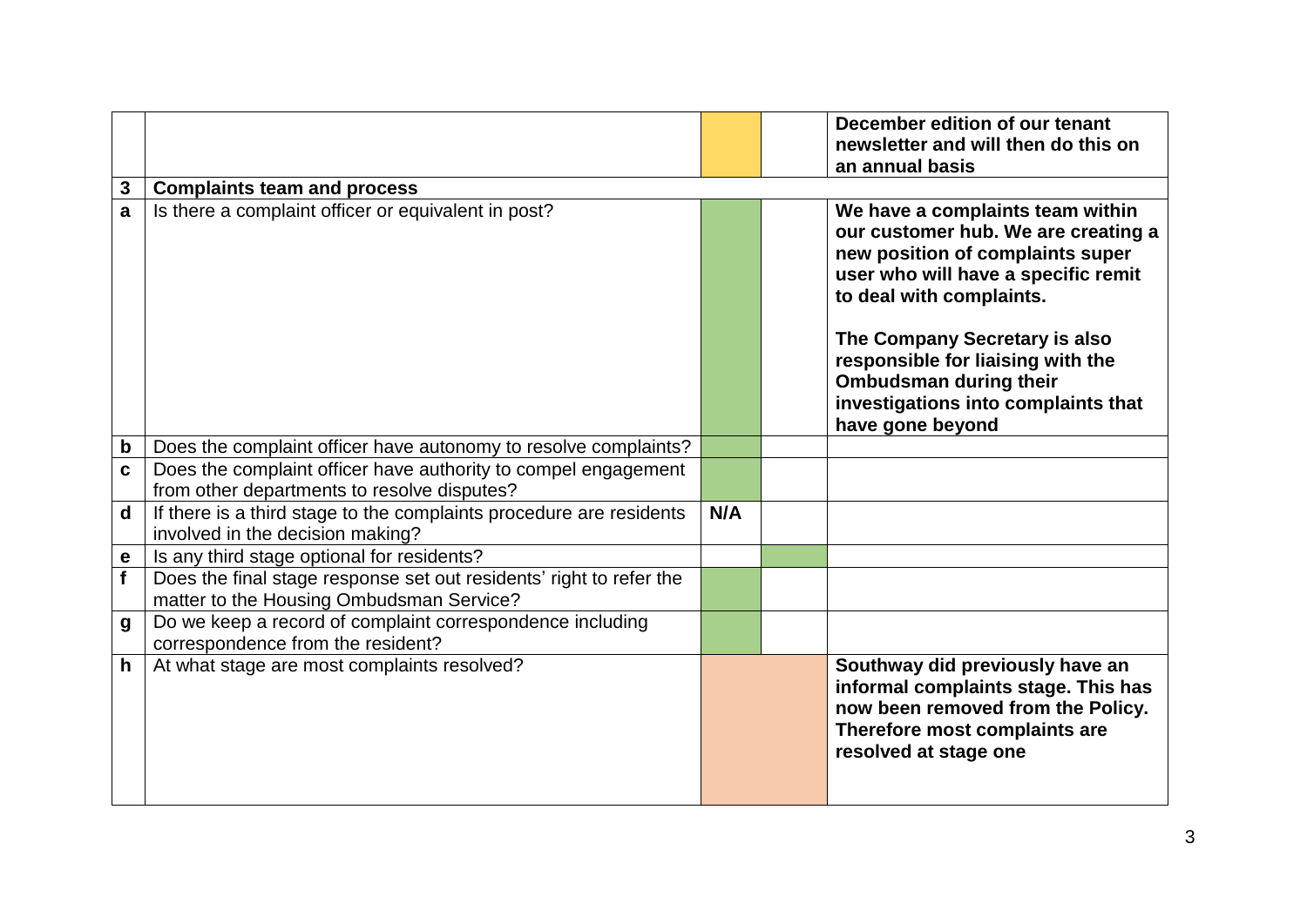| | | | | |
|---|---|---|---|---|
| | | | | **December edition of our tenant newsletter and will then do this on an annual basis** |
| **3** | **Complaints team and process** | | | |
| **a** | Is there a complaint officer or equivalent in post? | | | **We have a complaints team within our customer hub. We are creating a new position of complaints super user who will have a specific remit to deal with complaints.**<br><br>**The Company Secretary is also responsible for liaising with the Ombudsman during their investigations into complaints that have gone beyond** |
| **b** | Does the complaint officer have autonomy to resolve complaints? | | | |
| **c** | Does the complaint officer have authority to compel engagement from other departments to resolve disputes? | | | |
| **d** | If there is a third stage to the complaints procedure are residents involved in the decision making? | **N/A** | | |
| **e** | Is any third stage optional for residents? | | | |
| **f** | Does the final stage response set out residents' right to refer the matter to the Housing Ombudsman Service? | | | |
| **g** | Do we keep a record of complaint correspondence including correspondence from the resident? | | | |
| **h** | At what stage are most complaints resolved? | | | **Southway did previously have an informal complaints stage. This has now been removed from the Policy. Therefore most complaints are resolved at stage one** |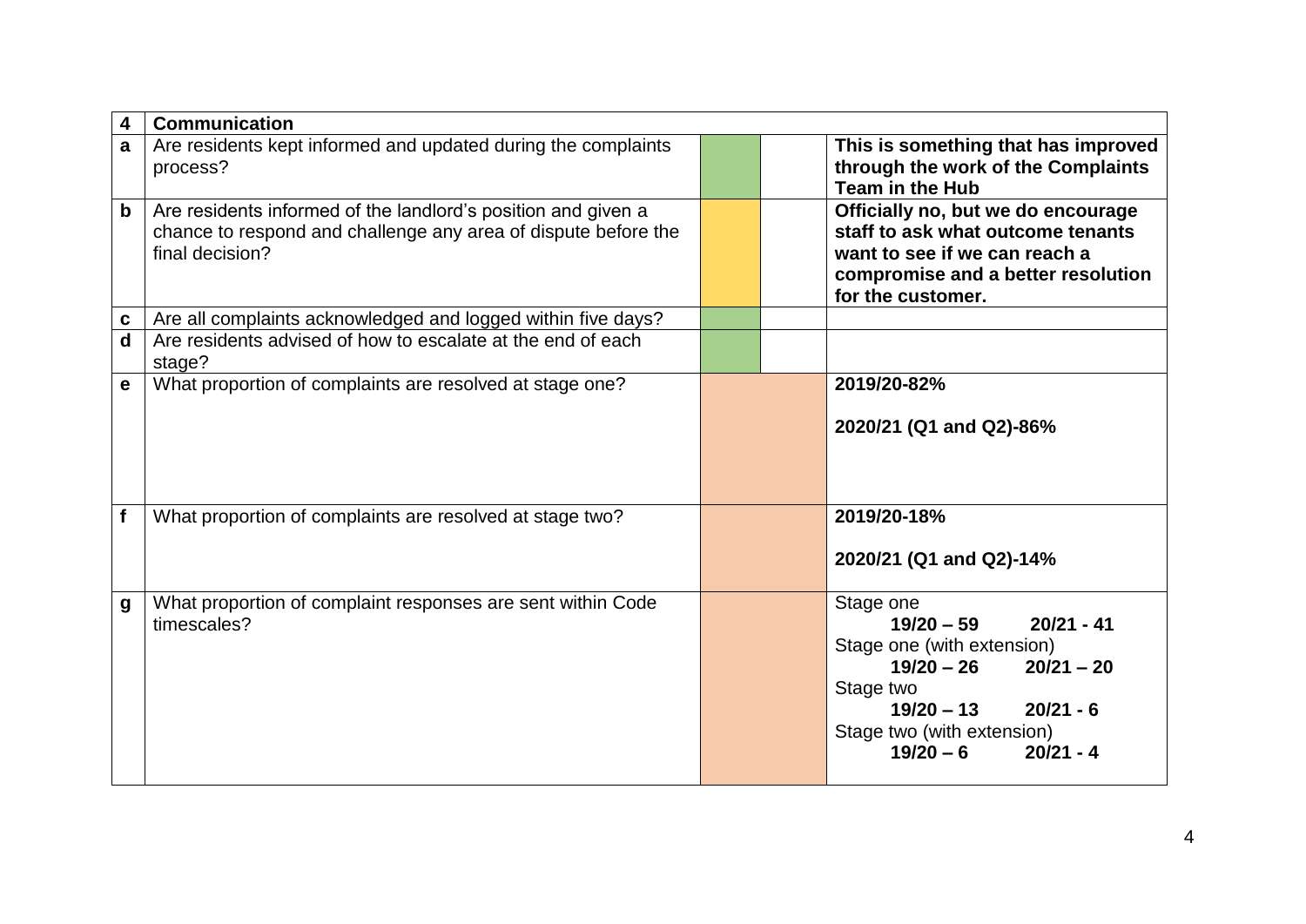| 4 | **Communication** | | | |
|---|---|---|---|---|
| **a** | Are residents kept informed and updated during the complaints process? | | | **This is something that has improved through the work of the Complaints Team in the Hub** |
| **b** | Are residents informed of the landlord's position and given a chance to respond and challenge any area of dispute before the final decision? | | | **Officially no, but we do encourage staff to ask what outcome tenants want to see if we can reach a compromise and a better resolution for the customer.** |
| **c** | Are all complaints acknowledged and logged within five days? | | | |
| **d** | Are residents advised of how to escalate at the end of each stage? | | | |
| **e** | What proportion of complaints are resolved at stage one? | | | **2019/20-82%**<br><br>**2020/21 (Q1 and Q2)-86%** |
| **f** | What proportion of complaints are resolved at stage two? | | | **2019/20-18%**<br><br>**2020/21 (Q1 and Q2)-14%** |
| **g** | What proportion of complaint responses are sent within Code timescales? | | | Stage one<br>**19/20 – 59 20/21 - 41**<br>Stage one (with extension)<br>**19/20 – 26 20/21 – 20**<br>Stage two<br>**19/20 – 13 20/21 - 6**<br>Stage two (with extension)<br>**19/20 – 6 20/21 - 4** |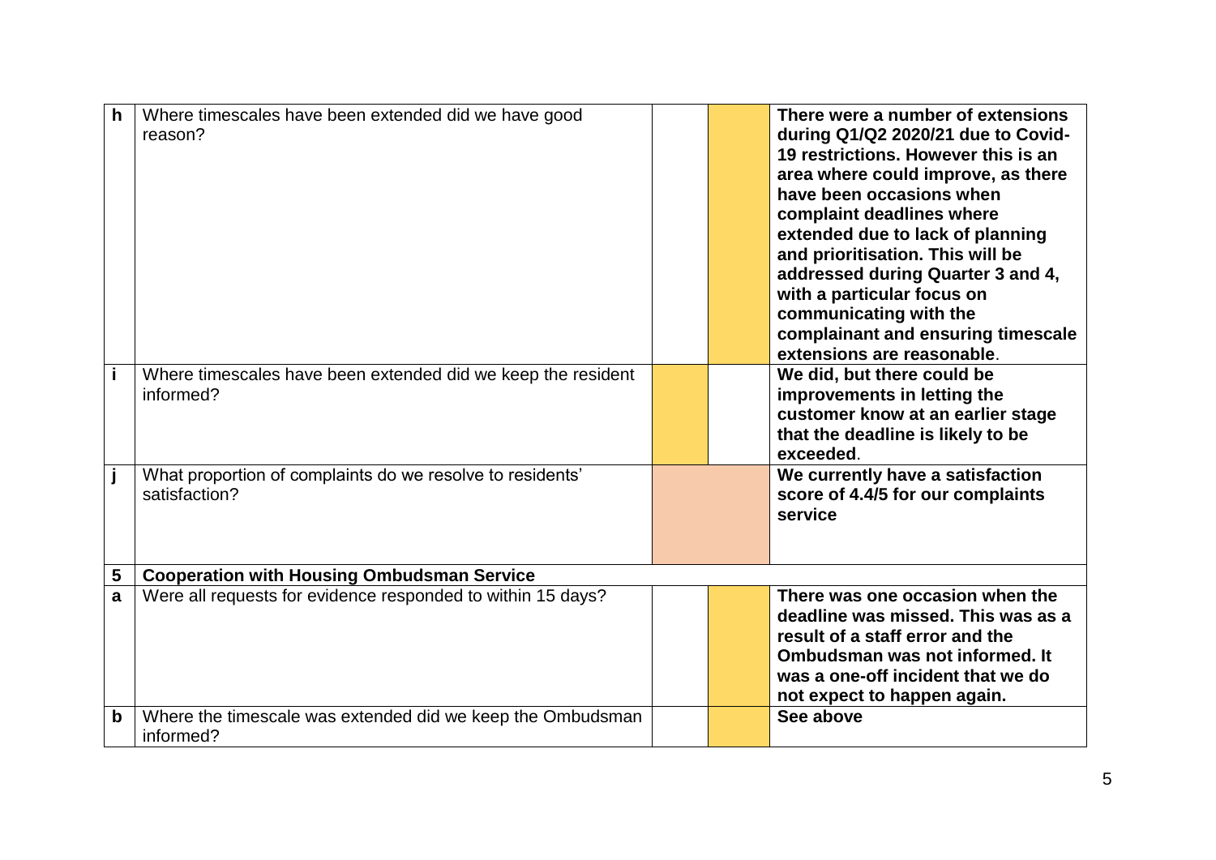| | | | | |
|---|---|---|---|---|
| h | Where timescales have been extended did we have good reason? | | | **There were a number of extensions during Q1/Q2 2020/21 due to Covid-19 restrictions. However this is an area where could improve, as there have been occasions when complaint deadlines where extended due to lack of planning and prioritisation. This will be addressed during Quarter 3 and 4, with a particular focus on communicating with the complainant and ensuring timescale extensions are reasonable**. |
| i | Where timescales have been extended did we keep the resident informed? | | | **We did, but there could be improvements in letting the customer know at an earlier stage that the deadline is likely to be exceeded**. |
| j | What proportion of complaints do we resolve to residents' satisfaction? | | | **We currently have a satisfaction score of 4.4/5 for our complaints service** |
| 5 | **Cooperation with Housing Ombudsman Service** | | | |
| a | Were all requests for evidence responded to within 15 days? | | | **There was one occasion when the deadline was missed. This was as a result of a staff error and the Ombudsman was not informed. It was a one-off incident that we do not expect to happen again.** |
| b | Where the timescale was extended did we keep the Ombudsman informed? | | | **See above** |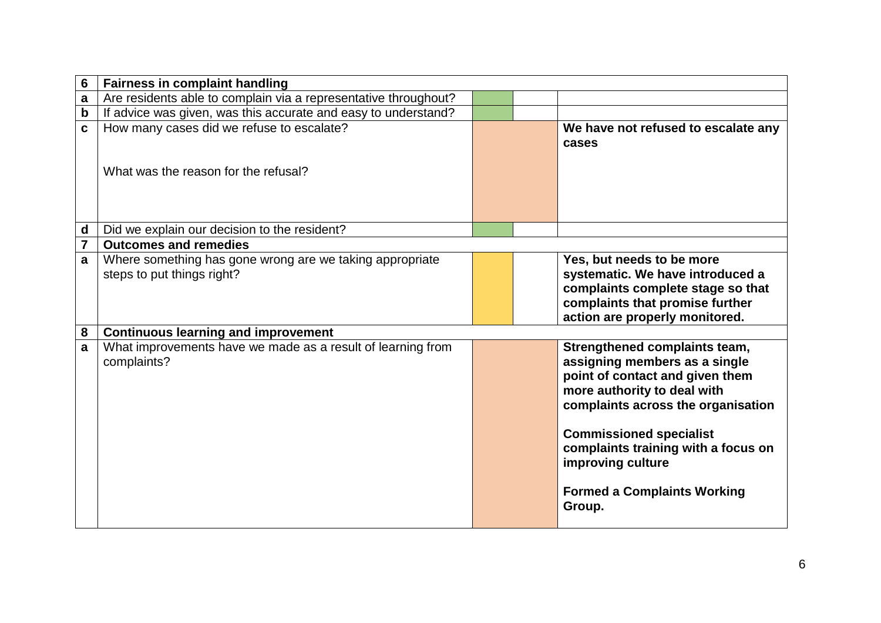| | | | | |
|---|---|---|---|---|
| **6** | **Fairness in complaint handling** | | | |
| **a** | Are residents able to complain via a representative throughout? | | | |
| **b** | If advice was given, was this accurate and easy to understand? | | | |
| **c** | How many cases did we refuse to escalate?<br><br>What was the reason for the refusal? | | | **We have not refused to escalate any cases** |
| **d** | Did we explain our decision to the resident? | | | |
| **7** | **Outcomes and remedies** | | | |
| **a** | Where something has gone wrong are we taking appropriate steps to put things right? | | | **Yes, but needs to be more systematic. We have introduced a complaints complete stage so that complaints that promise further action are properly monitored.** |
| **8** | **Continuous learning and improvement** | | | |
| **a** | What improvements have we made as a result of learning from complaints? | | | **Strengthened complaints team, assigning members as a single point of contact and given them more authority to deal with complaints across the organisation**<br><br>**Commissioned specialist complaints training with a focus on improving culture**<br><br>**Formed a Complaints Working Group.** |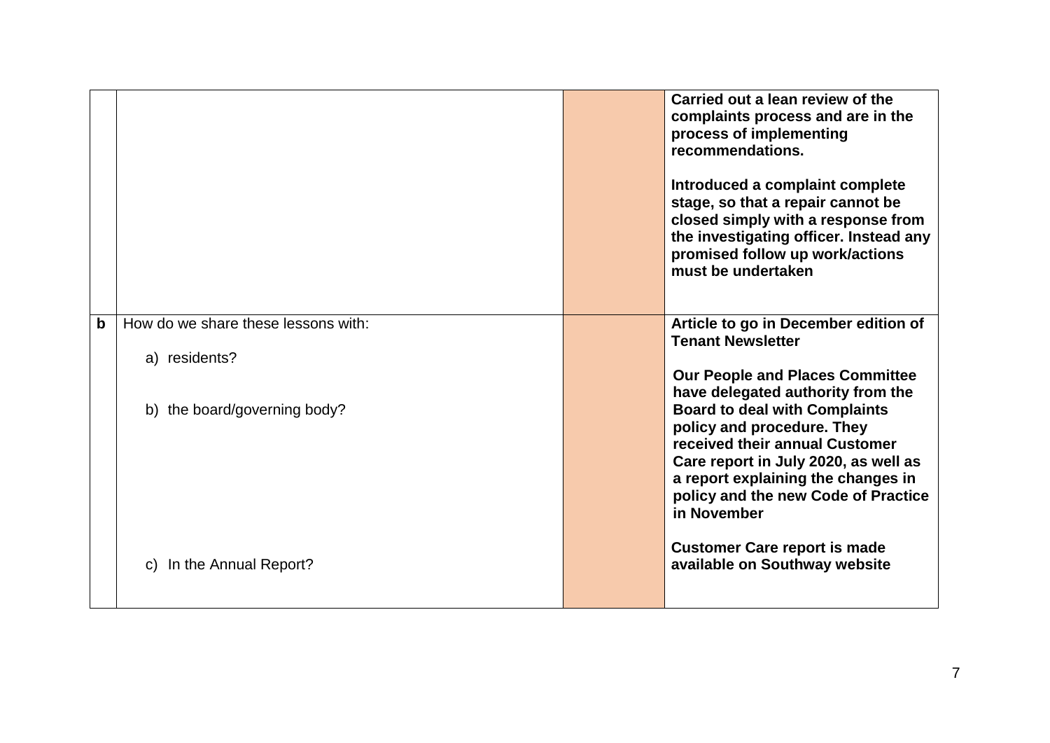|  |  |  |  |
|---|---|---|---|
|  |  |  | **Carried out a lean review of the complaints process and are in the process of implementing recommendations.**<br><br>**Introduced a complaint complete stage, so that a repair cannot be closed simply with a response from the investigating officer. Instead any promised follow up work/actions must be undertaken** |
| **b** | How do we share these lessons with:<br><br>a) residents?<br><br>b) the board/governing body?<br><br>c) In the Annual Report? |  | **Article to go in December edition of Tenant Newsletter**<br><br>**Our People and Places Committee have delegated authority from the Board to deal with Complaints policy and procedure. They received their annual Customer Care report in July 2020, as well as a report explaining the changes in policy and the new Code of Practice in November**<br><br>**Customer Care report is made available on Southway website** |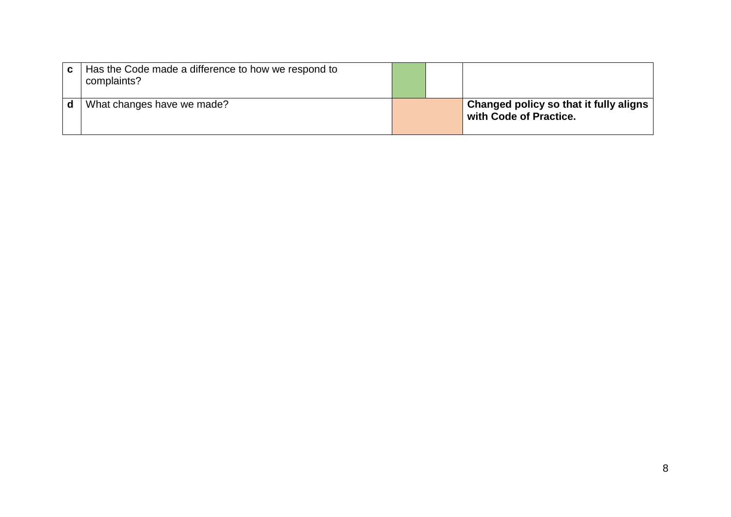| | | | | |
|---|---|---|---|---|
| **c** | Has the Code made a difference to how we respond to complaints? | | | |
| **d** | What changes have we made? | | | **Changed policy so that it fully aligns with Code of Practice.** |